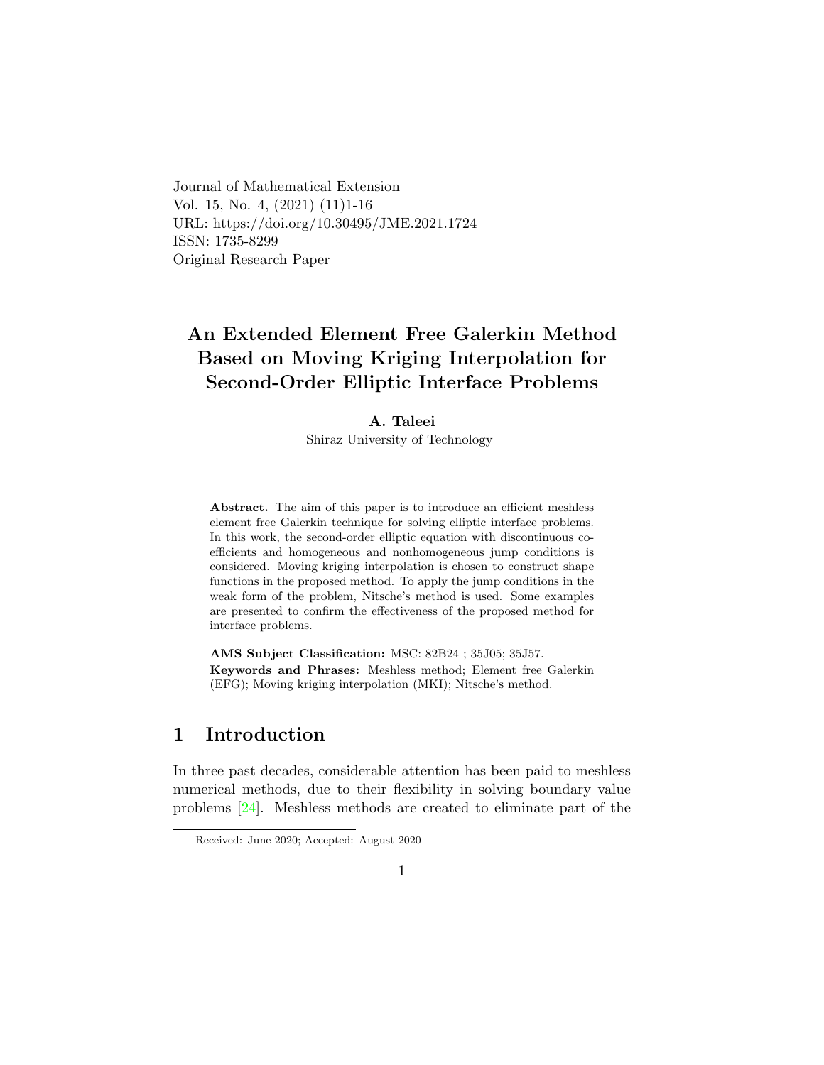Journal of Mathematical Extension
Vol. 15, No. 4, (2021) (11)1-16
URL: https://doi.org/10.30495/JME.2021.1724
ISSN: 1735-8299
Original Research Paper

# An Extended Element Free Galerkin Method Based on Moving Kriging Interpolation for Second-Order Elliptic Interface Problems

**A. Taleei**
Shiraz University of Technology

**Abstract.** The aim of this paper is to introduce an efficient meshless element free Galerkin technique for solving elliptic interface problems. In this work, the second-order elliptic equation with discontinuous coefficients and homogeneous and nonhomogeneous jump conditions is considered. Moving kriging interpolation is chosen to construct shape functions in the proposed method. To apply the jump conditions in the weak form of the problem, Nitsche's method is used. Some examples are presented to confirm the effectiveness of the proposed method for interface problems.

**AMS Subject Classification:** MSC: 82B24 ; 35J05; 35J57.
**Keywords and Phrases:** Meshless method; Element free Galerkin (EFG); Moving kriging interpolation (MKI); Nitsche's method.

## 1 Introduction

In three past decades, considerable attention has been paid to meshless numerical methods, due to their flexibility in solving boundary value problems [24]. Meshless methods are created to eliminate part of the

Received: June 2020; Accepted: August 2020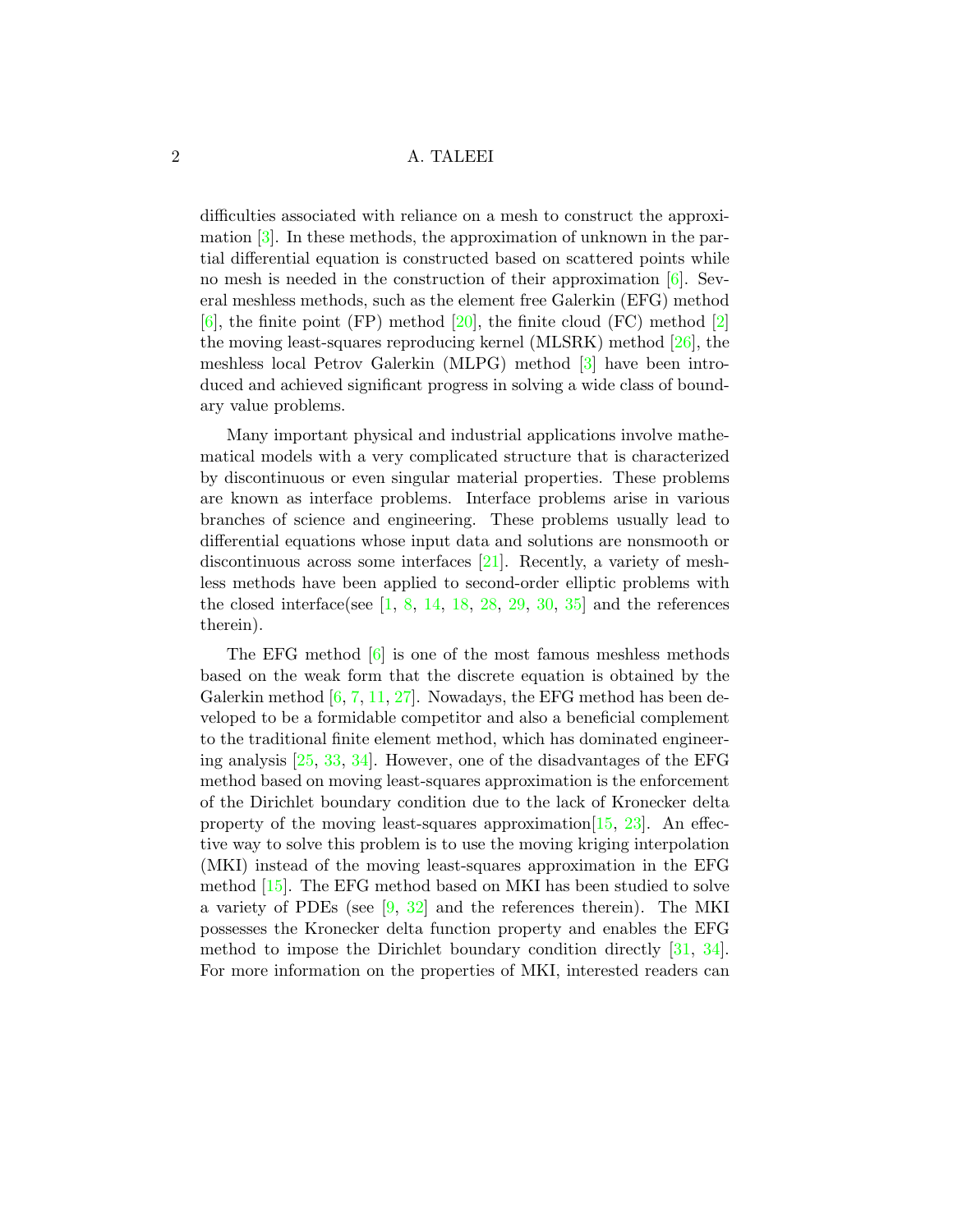difficulties associated with reliance on a mesh to construct the approximation [3]. In these methods, the approximation of unknown in the partial differential equation is constructed based on scattered points while no mesh is needed in the construction of their approximation [6]. Several meshless methods, such as the element free Galerkin (EFG) method [6], the finite point (FP) method [20], the finite cloud (FC) method [2] the moving least-squares reproducing kernel (MLSRK) method [26], the meshless local Petrov Galerkin (MLPG) method [3] have been introduced and achieved significant progress in solving a wide class of boundary value problems.

Many important physical and industrial applications involve mathematical models with a very complicated structure that is characterized by discontinuous or even singular material properties. These problems are known as interface problems. Interface problems arise in various branches of science and engineering. These problems usually lead to differential equations whose input data and solutions are nonsmooth or discontinuous across some interfaces [21]. Recently, a variety of meshless methods have been applied to second-order elliptic problems with the closed interface(see [1, 8, 14, 18, 28, 29, 30, 35] and the references therein).

The EFG method [6] is one of the most famous meshless methods based on the weak form that the discrete equation is obtained by the Galerkin method [6, 7, 11, 27]. Nowadays, the EFG method has been developed to be a formidable competitor and also a beneficial complement to the traditional finite element method, which has dominated engineering analysis [25, 33, 34]. However, one of the disadvantages of the EFG method based on moving least-squares approximation is the enforcement of the Dirichlet boundary condition due to the lack of Kronecker delta property of the moving least-squares approximation[15, 23]. An effective way to solve this problem is to use the moving kriging interpolation (MKI) instead of the moving least-squares approximation in the EFG method [15]. The EFG method based on MKI has been studied to solve a variety of PDEs (see [9, 32] and the references therein). The MKI possesses the Kronecker delta function property and enables the EFG method to impose the Dirichlet boundary condition directly [31, 34]. For more information on the properties of MKI, interested readers can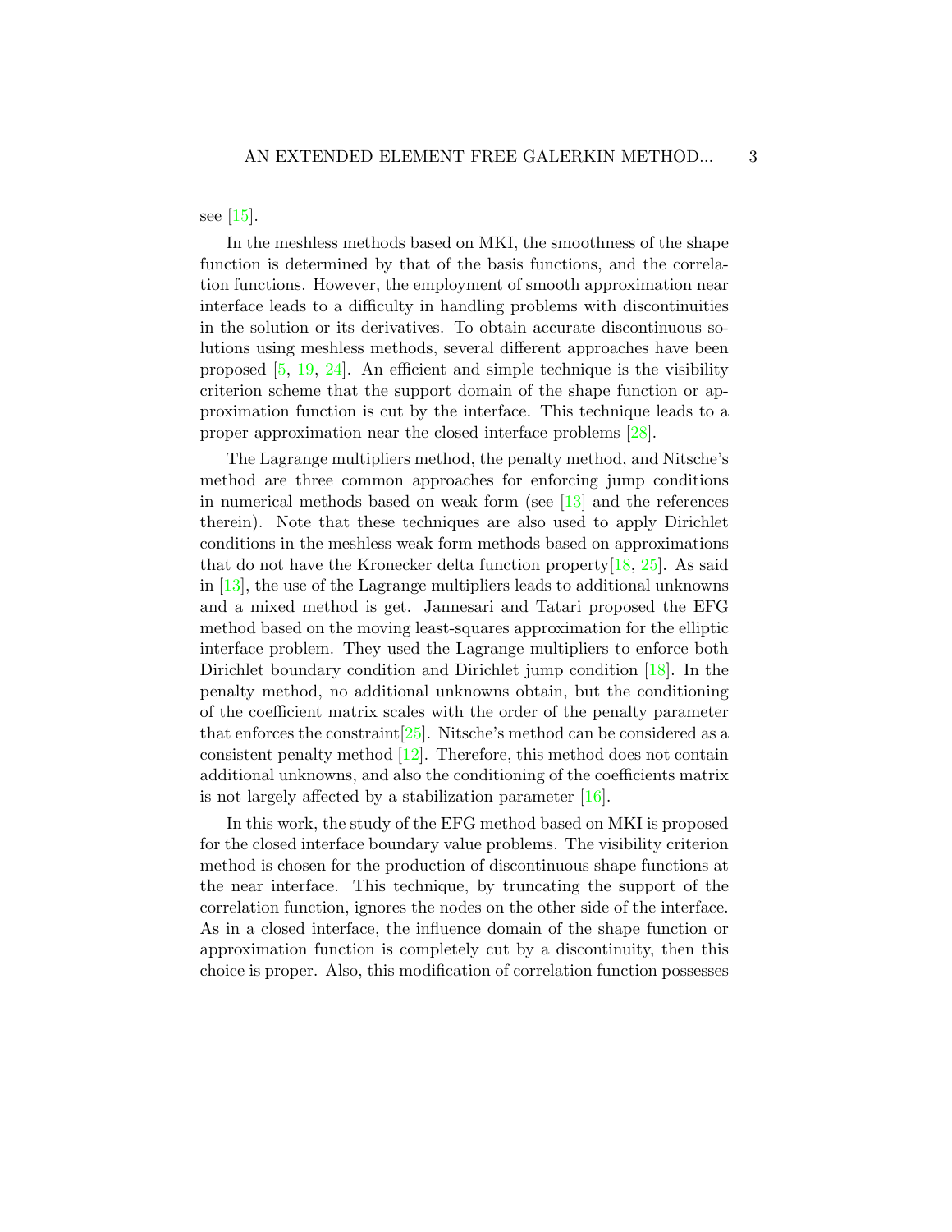see [15].

In the meshless methods based on MKI, the smoothness of the shape function is determined by that of the basis functions, and the correlation functions. However, the employment of smooth approximation near interface leads to a difficulty in handling problems with discontinuities in the solution or its derivatives. To obtain accurate discontinuous solutions using meshless methods, several different approaches have been proposed [5, 19, 24]. An efficient and simple technique is the visibility criterion scheme that the support domain of the shape function or approximation function is cut by the interface. This technique leads to a proper approximation near the closed interface problems [28].

The Lagrange multipliers method, the penalty method, and Nitsche's method are three common approaches for enforcing jump conditions in numerical methods based on weak form (see [13] and the references therein). Note that these techniques are also used to apply Dirichlet conditions in the meshless weak form methods based on approximations that do not have the Kronecker delta function property[18, 25]. As said in [13], the use of the Lagrange multipliers leads to additional unknowns and a mixed method is get. Jannesari and Tatari proposed the EFG method based on the moving least-squares approximation for the elliptic interface problem. They used the Lagrange multipliers to enforce both Dirichlet boundary condition and Dirichlet jump condition [18]. In the penalty method, no additional unknowns obtain, but the conditioning of the coefficient matrix scales with the order of the penalty parameter that enforces the constraint[25]. Nitsche's method can be considered as a consistent penalty method [12]. Therefore, this method does not contain additional unknowns, and also the conditioning of the coefficients matrix is not largely affected by a stabilization parameter [16].

In this work, the study of the EFG method based on MKI is proposed for the closed interface boundary value problems. The visibility criterion method is chosen for the production of discontinuous shape functions at the near interface. This technique, by truncating the support of the correlation function, ignores the nodes on the other side of the interface. As in a closed interface, the influence domain of the shape function or approximation function is completely cut by a discontinuity, then this choice is proper. Also, this modification of correlation function possesses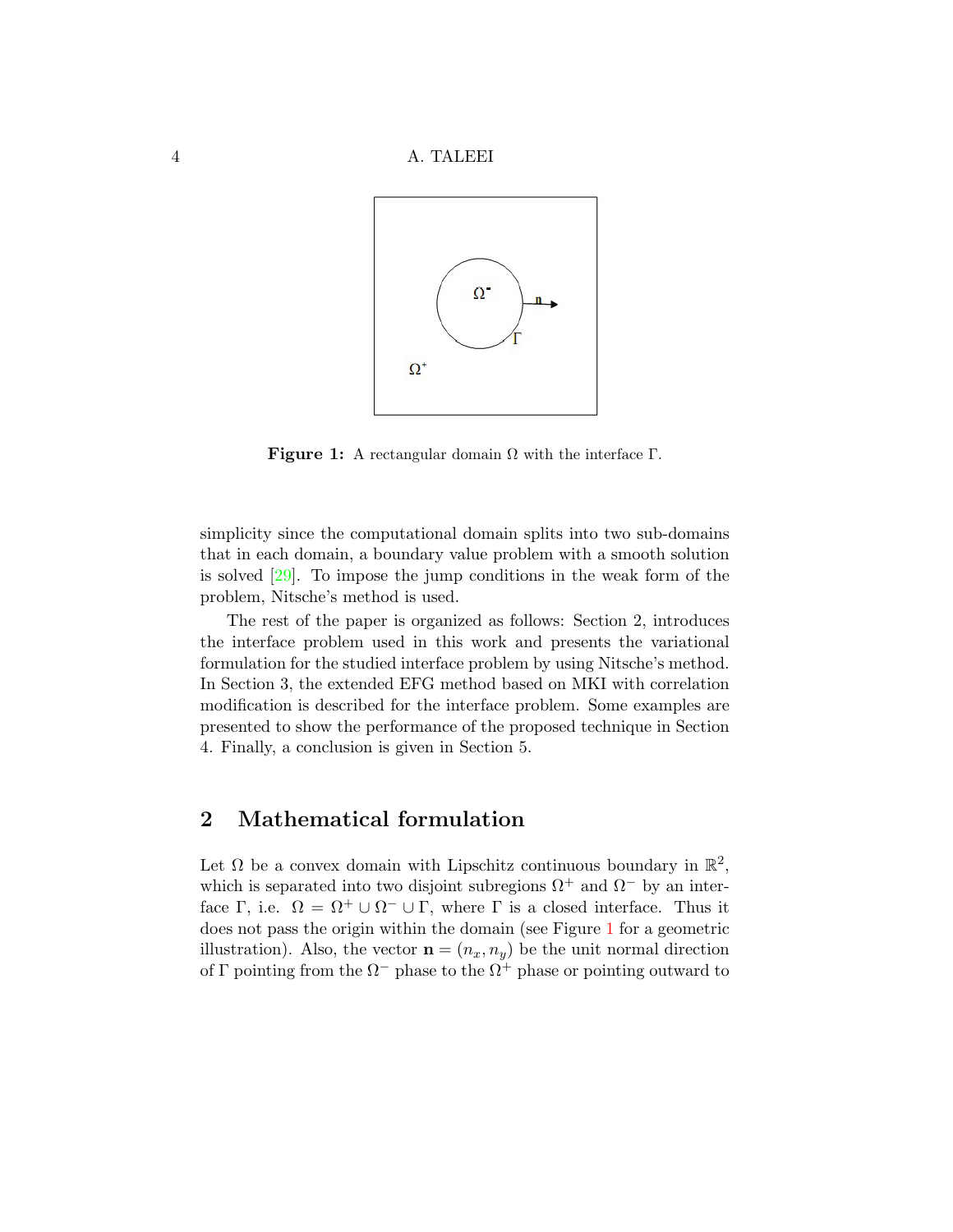Ω⁻

n

Γ

Ω⁺

**Figure 1:** A rectangular domain $\Omega$ with the interface $\Gamma$.

simplicity since the computational domain splits into two sub-domains that in each domain, a boundary value problem with a smooth solution is solved [29]. To impose the jump conditions in the weak form of the problem, Nitsche's method is used.

The rest of the paper is organized as follows: Section 2, introduces the interface problem used in this work and presents the variational formulation for the studied interface problem by using Nitsche's method. In Section 3, the extended EFG method based on MKI with correlation modification is described for the interface problem. Some examples are presented to show the performance of the proposed technique in Section 4. Finally, a conclusion is given in Section 5.

## 2 Mathematical formulation

Let $\Omega$ be a convex domain with Lipschitz continuous boundary in $\mathbb{R}^2$, which is separated into two disjoint subregions $\Omega^+$ and $\Omega^-$ by an interface $\Gamma$, i.e. $\Omega = \Omega^+ \cup \Omega^- \cup \Gamma$, where $\Gamma$ is a closed interface. Thus it does not pass the origin within the domain (see Figure 1 for a geometric illustration). Also, the vector $\mathbf{n} = (n_x, n_y)$ be the unit normal direction of $\Gamma$ pointing from the $\Omega^-$ phase to the $\Omega^+$ phase or pointing outward to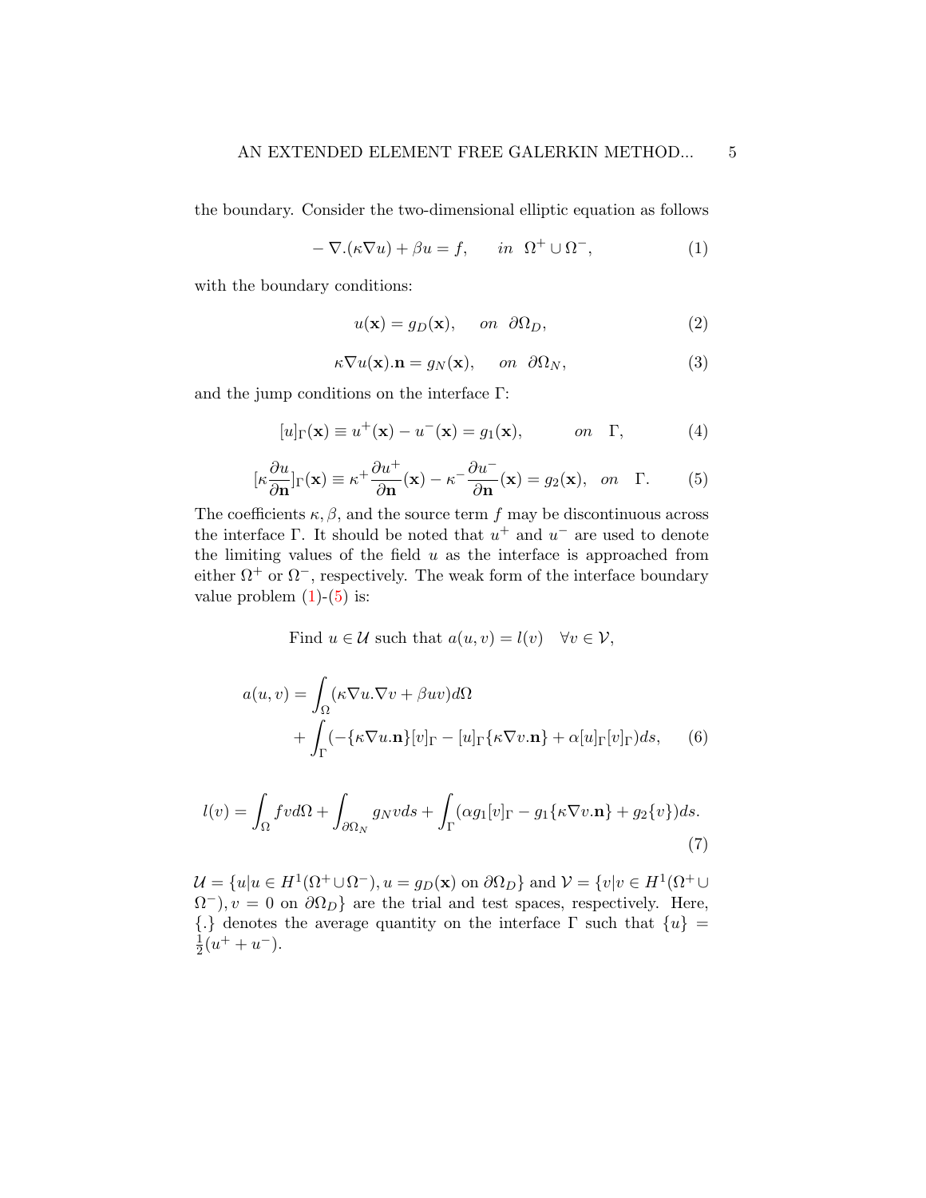the boundary. Consider the two-dimensional elliptic equation as follows

$$-\nabla.(\kappa\nabla u) + \beta u = f, \qquad in \ \ \Omega^+ \cup \Omega^-, \tag{1}$$

with the boundary conditions:

$$u(\mathbf{x}) = g_D(\mathbf{x}), \quad on \ \ \partial\Omega_D, \tag{2}$$

$$\kappa\nabla u(\mathbf{x}).\mathbf{n} = g_N(\mathbf{x}), \quad on \ \ \partial\Omega_N, \tag{3}$$

and the jump conditions on the interface $\Gamma$:

$$[u]_\Gamma(\mathbf{x}) \equiv u^+(\mathbf{x}) - u^-(\mathbf{x}) = g_1(\mathbf{x}), \qquad on \quad \Gamma, \tag{4}$$

$$[\kappa\frac{\partial u}{\partial \mathbf{n}}]_\Gamma(\mathbf{x}) \equiv \kappa^+\frac{\partial u^+}{\partial \mathbf{n}}(\mathbf{x}) - \kappa^-\frac{\partial u^-}{\partial \mathbf{n}}(\mathbf{x}) = g_2(\mathbf{x}), \quad on \quad \Gamma. \tag{5}$$

The coefficients $\kappa, \beta$, and the source term $f$ may be discontinuous across the interface $\Gamma$. It should be noted that $u^+$ and $u^-$ are used to denote the limiting values of the field $u$ as the interface is approached from either $\Omega^+$ or $\Omega^-$, respectively. The weak form of the interface boundary value problem (1)-(5) is:

$$\text{Find } u \in \mathcal{U} \text{ such that } a(u, v) = l(v) \quad \forall v \in \mathcal{V},$$

$$\begin{aligned} a(u, v) = &\int_\Omega (\kappa\nabla u.\nabla v + \beta uv)d\Omega \\ &+ \int_\Gamma (-\{\kappa\nabla u.\mathbf{n}\}[v]_\Gamma - [u]_\Gamma\{\kappa\nabla v.\mathbf{n}\} + \alpha[u]_\Gamma[v]_\Gamma)ds, \end{aligned} \tag{6}$$

$$l(v) = \int_\Omega f v d\Omega + \int_{\partial\Omega_N} g_N v ds + \int_\Gamma (\alpha g_1[v]_\Gamma - g_1\{\kappa\nabla v.\mathbf{n}\} + g_2\{v\})ds. \tag{7}$$

$\mathcal{U} = \{u | u \in H^1(\Omega^+ \cup \Omega^-), u = g_D(\mathbf{x}) \text{ on } \partial\Omega_D\}$ and $\mathcal{V} = \{v | v \in H^1(\Omega^+ \cup \Omega^-), v = 0 \text{ on } \partial\Omega_D\}$ are the trial and test spaces, respectively. Here, $\{.\}$ denotes the average quantity on the interface $\Gamma$ such that $\{u\} = \frac{1}{2}(u^+ + u^-)$.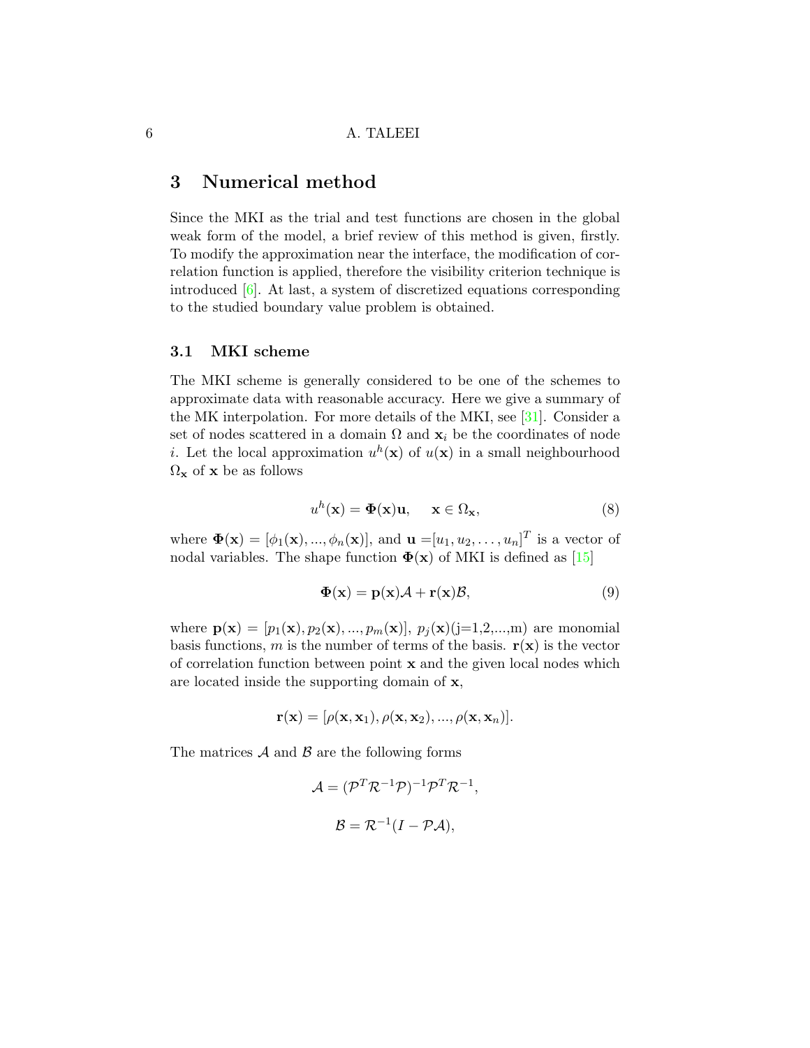## 3 Numerical method

Since the MKI as the trial and test functions are chosen in the global weak form of the model, a brief review of this method is given, firstly. To modify the approximation near the interface, the modification of correlation function is applied, therefore the visibility criterion technique is introduced [6]. At last, a system of discretized equations corresponding to the studied boundary value problem is obtained.

### 3.1 MKI scheme

The MKI scheme is generally considered to be one of the schemes to approximate data with reasonable accuracy. Here we give a summary of the MK interpolation. For more details of the MKI, see [31]. Consider a set of nodes scattered in a domain $\Omega$ and $\mathbf{x}_i$ be the coordinates of node $i$. Let the local approximation $u^h(\mathbf{x})$ of $u(\mathbf{x})$ in a small neighbourhood $\Omega_{\mathbf{x}}$ of $\mathbf{x}$ be as follows

$$u^h(\mathbf{x}) = \mathbf{\Phi}(\mathbf{x})\mathbf{u}, \quad \mathbf{x} \in \Omega_{\mathbf{x}}, \tag{8}$$

where $\mathbf{\Phi}(\mathbf{x}) = [\phi_1(\mathbf{x}), ..., \phi_n(\mathbf{x})]$, and $\mathbf{u} = [u_1, u_2, \ldots, u_n]^T$ is a vector of nodal variables. The shape function $\mathbf{\Phi}(\mathbf{x})$ of MKI is defined as [15]

$$\mathbf{\Phi}(\mathbf{x}) = \mathbf{p}(\mathbf{x})\mathcal{A} + \mathbf{r}(\mathbf{x})\mathcal{B}, \tag{9}$$

where $\mathbf{p}(\mathbf{x}) = [p_1(\mathbf{x}), p_2(\mathbf{x}), ..., p_m(\mathbf{x})]$, $p_j(\mathbf{x})$(j=1,2,...,m) are monomial basis functions, $m$ is the number of terms of the basis. $\mathbf{r}(\mathbf{x})$ is the vector of correlation function between point $\mathbf{x}$ and the given local nodes which are located inside the supporting domain of $\mathbf{x}$,

$$\mathbf{r}(\mathbf{x}) = [\rho(\mathbf{x}, \mathbf{x}_1), \rho(\mathbf{x}, \mathbf{x}_2), ..., \rho(\mathbf{x}, \mathbf{x}_n)].$$

The matrices $\mathcal{A}$ and $\mathcal{B}$ are the following forms

$$\mathcal{A} = (\mathcal{P}^T\mathcal{R}^{-1}\mathcal{P})^{-1}\mathcal{P}^T\mathcal{R}^{-1},$$

$$\mathcal{B} = \mathcal{R}^{-1}(I - \mathcal{P}\mathcal{A}),$$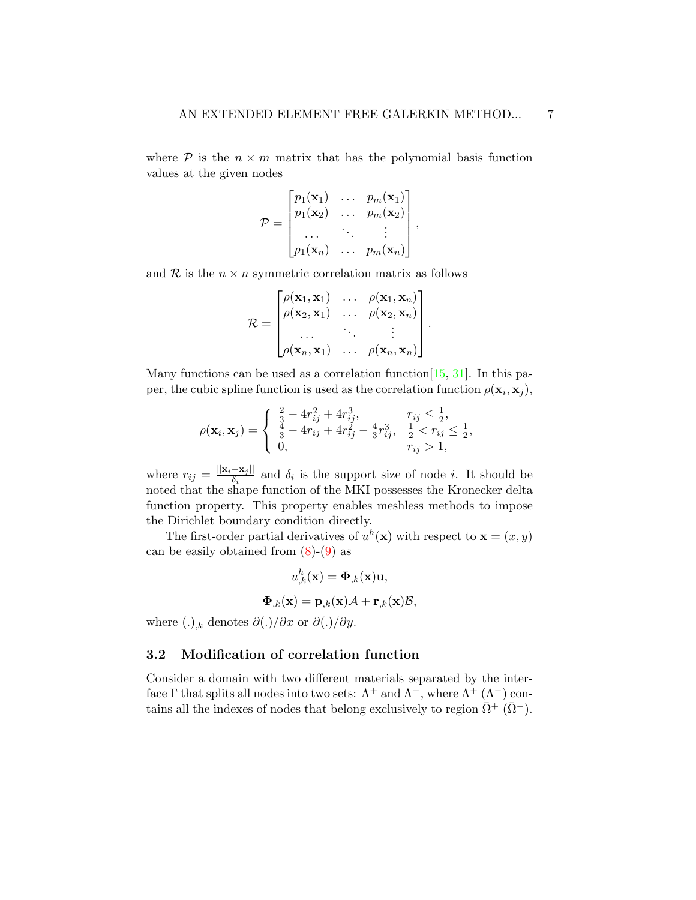where $\mathcal{P}$ is the $n \times m$ matrix that has the polynomial basis function values at the given nodes

$$
\mathcal{P} = \begin{bmatrix} p_1(\mathbf{x}_1) & \dots & p_m(\mathbf{x}_1) \\ p_1(\mathbf{x}_2) & \dots & p_m(\mathbf{x}_2) \\ \dots & \ddots & \vdots \\ p_1(\mathbf{x}_n) & \dots & p_m(\mathbf{x}_n) \end{bmatrix},
$$

and $\mathcal{R}$ is the $n \times n$ symmetric correlation matrix as follows

$$
\mathcal{R} = \begin{bmatrix} \rho(\mathbf{x}_1, \mathbf{x}_1) & \dots & \rho(\mathbf{x}_1, \mathbf{x}_n) \\ \rho(\mathbf{x}_2, \mathbf{x}_1) & \dots & \rho(\mathbf{x}_2, \mathbf{x}_n) \\ \dots & \ddots & \vdots \\ \rho(\mathbf{x}_n, \mathbf{x}_1) & \dots & \rho(\mathbf{x}_n, \mathbf{x}_n) \end{bmatrix}.
$$

Many functions can be used as a correlation function[15, 31]. In this paper, the cubic spline function is used as the correlation function $\rho(\mathbf{x}_i, \mathbf{x}_j)$,

$$
\rho(\mathbf{x}_i, \mathbf{x}_j) = \begin{cases} \frac{2}{3} - 4r_{ij}^2 + 4r_{ij}^3, & r_{ij} \leq \frac{1}{2}, \\ \frac{4}{3} - 4r_{ij} + 4r_{ij}^2 - \frac{4}{3}r_{ij}^3, & \frac{1}{2} < r_{ij} \leq \frac{1}{2}, \\ 0, & r_{ij} > 1, \end{cases}
$$

where $r_{ij} = \frac{||\mathbf{x}_i - \mathbf{x}_j||}{\delta_i}$ and $\delta_i$ is the support size of node $i$. It should be noted that the shape function of the MKI possesses the Kronecker delta function property. This property enables meshless methods to impose the Dirichlet boundary condition directly.

The first-order partial derivatives of $u^h(\mathbf{x})$ with respect to $\mathbf{x} = (x, y)$ can be easily obtained from (8)-(9) as

$$
u^h_{,k}(\mathbf{x}) = \mathbf{\Phi}_{,k}(\mathbf{x})\mathbf{u},
$$

$$
\mathbf{\Phi}_{,k}(\mathbf{x}) = \mathbf{p}_{,k}(\mathbf{x})\mathcal{A} + \mathbf{r}_{,k}(\mathbf{x})\mathcal{B},
$$

where $(.)_{,k}$ denotes $\partial(.)/\partial x$ or $\partial(.)/\partial y$.

### 3.2 Modification of correlation function

Consider a domain with two different materials separated by the interface $\Gamma$ that splits all nodes into two sets: $\Lambda^+$ and $\Lambda^-$, where $\Lambda^+$ ($\Lambda^-$) contains all the indexes of nodes that belong exclusively to region $\bar{\Omega}^+$ ($\bar{\Omega}^-$).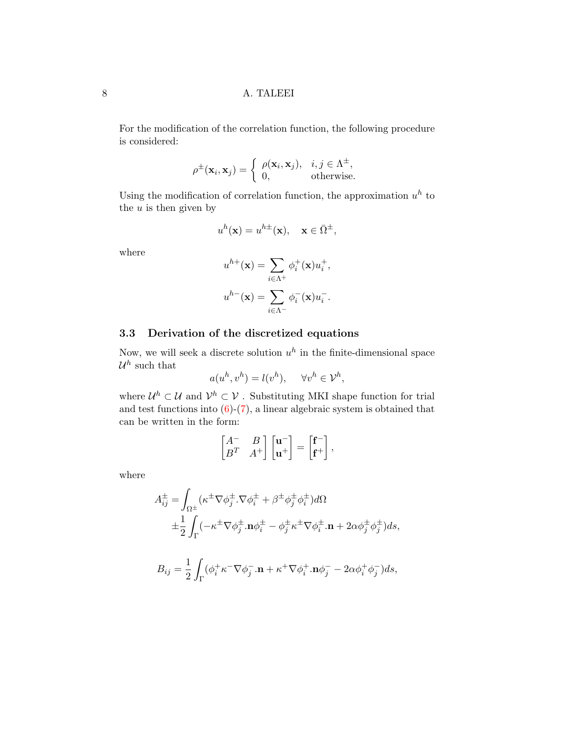For the modification of the correlation function, the following procedure is considered:

$$\rho^{\pm}(\mathbf{x}_i, \mathbf{x}_j) = \left\{ \begin{array}{ll} \rho(\mathbf{x}_i, \mathbf{x}_j), & i, j \in \Lambda^{\pm}, \\ 0, & \text{otherwise.} \end{array} \right.$$

Using the modification of correlation function, the approximation $u^h$ to the $u$ is then given by

$$u^h(\mathbf{x}) = u^{h\pm}(\mathbf{x}), \quad \mathbf{x} \in \bar{\Omega}^{\pm},$$

where

$$u^{h+}(\mathbf{x}) = \sum_{i \in \Lambda^+} \phi_i^+(\mathbf{x}) u_i^+,$$

$$u^{h-}(\mathbf{x}) = \sum_{i \in \Lambda^-} \phi_i^-(\mathbf{x}) u_i^-.$$

### 3.3 Derivation of the discretized equations

Now, we will seek a discrete solution $u^h$ in the finite-dimensional space $\mathcal{U}^h$ such that

$$a(u^h, v^h) = l(v^h), \quad \forall v^h \in \mathcal{V}^h,$$

where $\mathcal{U}^h \subset \mathcal{U}$ and $\mathcal{V}^h \subset \mathcal{V}$ . Substituting MKI shape function for trial and test functions into (6)-(7), a linear algebraic system is obtained that can be written in the form:

$$\begin{bmatrix} A^- & B \\ B^T & A^+ \end{bmatrix} \begin{bmatrix} \mathbf{u}^- \\ \mathbf{u}^+ \end{bmatrix} = \begin{bmatrix} \mathbf{f}^- \\ \mathbf{f}^+ \end{bmatrix},$$

where

$$A_{ij}^{\pm} = \int_{\Omega^{\pm}} (\kappa^{\pm} \nabla \phi_j^{\pm} . \nabla \phi_i^{\pm} + \beta^{\pm} \phi_j^{\pm} \phi_i^{\pm}) d\Omega$$
$$\pm \frac{1}{2} \int_{\Gamma} (-\kappa^{\pm} \nabla \phi_j^{\pm} . \mathbf{n} \phi_i^{\pm} - \phi_j^{\pm} \kappa^{\pm} \nabla \phi_i^{\pm} . \mathbf{n} + 2\alpha \phi_j^{\pm} \phi_j^{\pm}) ds,$$

$$B_{ij} = \frac{1}{2} \int_{\Gamma} (\phi_i^+ \kappa^- \nabla \phi_j^- . \mathbf{n} + \kappa^+ \nabla \phi_i^+ . \mathbf{n} \phi_j^- - 2\alpha \phi_i^+ \phi_j^-) ds,$$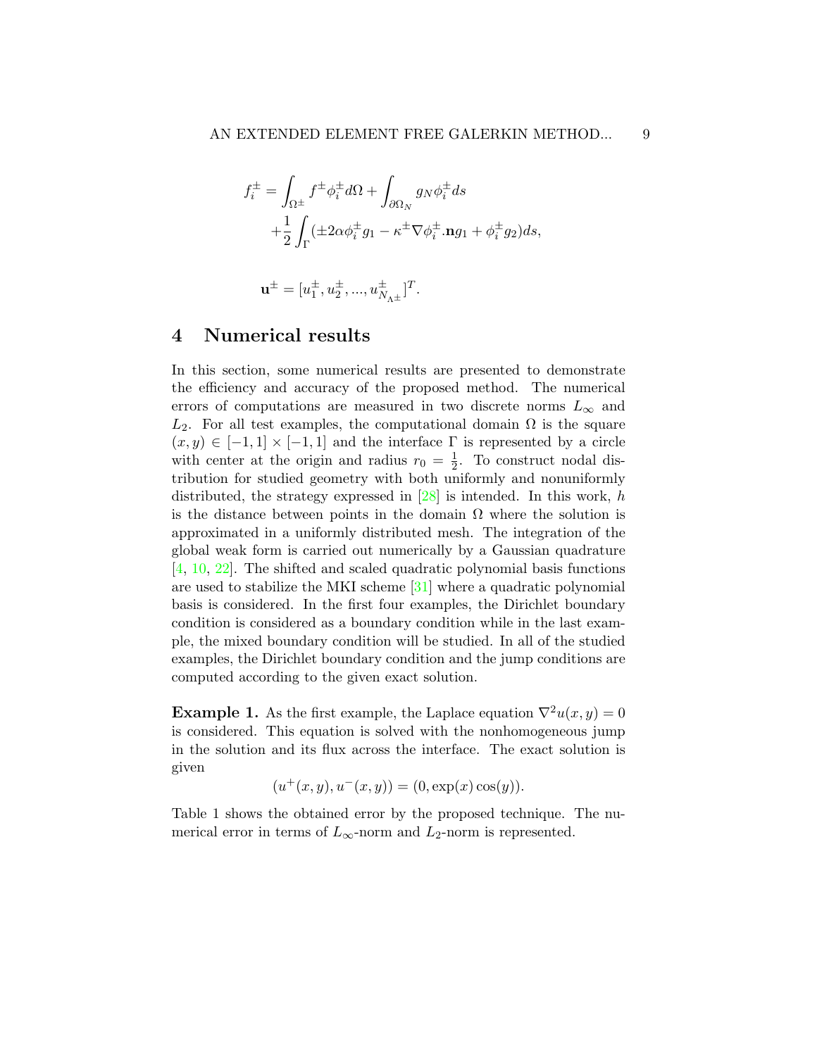$$
\begin{aligned}
f_i^{\pm} &= \int_{\Omega^{\pm}} f^{\pm}\phi_i^{\pm} d\Omega + \int_{\partial\Omega_N} g_N \phi_i^{\pm} ds \\
&\quad + \frac{1}{2}\int_{\Gamma} (\pm 2\alpha\phi_i^{\pm} g_1 - \kappa^{\pm}\nabla\phi_i^{\pm}.\mathbf{n} g_1 + \phi_i^{\pm} g_2) ds,
\end{aligned}
$$

$$
\mathbf{u}^{\pm} = [u_1^{\pm}, u_2^{\pm}, ..., u_{N_{\Lambda^{\pm}}}^{\pm}]^T.
$$

## 4 Numerical results

In this section, some numerical results are presented to demonstrate the efficiency and accuracy of the proposed method. The numerical errors of computations are measured in two discrete norms $L_\infty$ and $L_2$. For all test examples, the computational domain $\Omega$ is the square $(x, y) \in [-1, 1] \times [-1, 1]$ and the interface $\Gamma$ is represented by a circle with center at the origin and radius $r_0 = \frac{1}{2}$. To construct nodal distribution for studied geometry with both uniformly and nonuniformly distributed, the strategy expressed in [28] is intended. In this work, $h$ is the distance between points in the domain $\Omega$ where the solution is approximated in a uniformly distributed mesh. The integration of the global weak form is carried out numerically by a Gaussian quadrature [4, 10, 22]. The shifted and scaled quadratic polynomial basis functions are used to stabilize the MKI scheme [31] where a quadratic polynomial basis is considered. In the first four examples, the Dirichlet boundary condition is considered as a boundary condition while in the last example, the mixed boundary condition will be studied. In all of the studied examples, the Dirichlet boundary condition and the jump conditions are computed according to the given exact solution.

**Example 1.** As the first example, the Laplace equation $\nabla^2 u(x, y) = 0$ is considered. This equation is solved with the nonhomogeneous jump in the solution and its flux across the interface. The exact solution is given

$$
(u^+(x, y), u^-(x, y)) = (0, \exp(x)\cos(y)).
$$

Table 1 shows the obtained error by the proposed technique. The numerical error in terms of $L_\infty$-norm and $L_2$-norm is represented.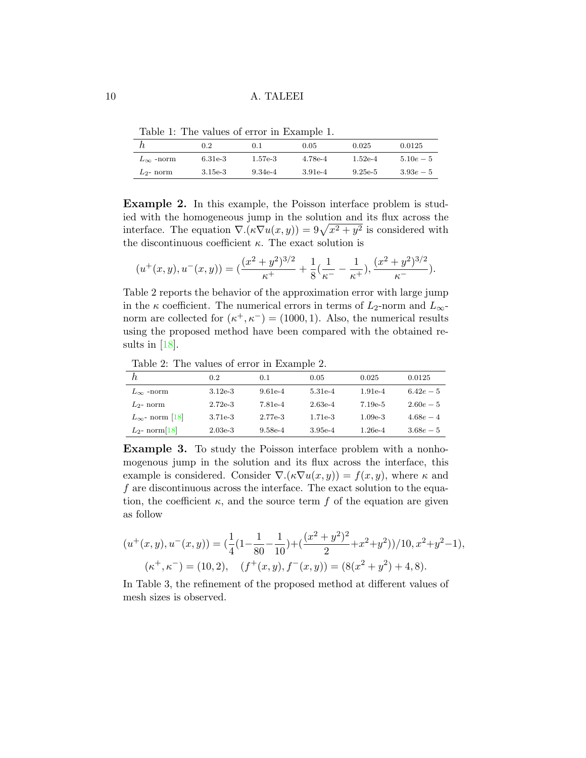Table 1: The values of error in Example 1.

| $h$ | 0.2 | 0.1 | 0.05 | 0.025 | 0.0125 |
|---|---|---|---|---|---|
| $L_\infty$ -norm | 6.31e-3 | 1.57e-3 | 4.78e-4 | 1.52e-4 | $5.10e-5$ |
| $L_2$- norm | 3.15e-3 | 9.34e-4 | 3.91e-4 | 9.25e-5 | $3.93e-5$ |

**Example 2.** In this example, the Poisson interface problem is studied with the homogeneous jump in the solution and its flux across the interface. The equation $\nabla.(\kappa \nabla u(x,y)) = 9\sqrt{x^2+y^2}$ is considered with the discontinuous coefficient $\kappa$. The exact solution is

$$(u^+(x,y), u^-(x,y)) = (\frac{(x^2+y^2)^{3/2}}{\kappa^+} + \frac{1}{8}(\frac{1}{\kappa^-} - \frac{1}{\kappa^+}), \frac{(x^2+y^2)^{3/2}}{\kappa^-}).$$

Table 2 reports the behavior of the approximation error with large jump in the $\kappa$ coefficient. The numerical errors in terms of $L_2$-norm and $L_\infty$-norm are collected for $(\kappa^+, \kappa^-) = (1000, 1)$. Also, the numerical results using the proposed method have been compared with the obtained results in [18].

Table 2: The values of error in Example 2.

| $h$ | 0.2 | 0.1 | 0.05 | 0.025 | 0.0125 |
|---|---|---|---|---|---|
| $L_\infty$ -norm | 3.12e-3 | 9.61e-4 | 5.31e-4 | 1.91e-4 | $6.42e-5$ |
| $L_2$- norm | 2.72e-3 | 7.81e-4 | 2.63e-4 | 7.19e-5 | $2.60e-5$ |
| $L_\infty$- norm [18] | 3.71e-3 | 2.77e-3 | 1.71e-3 | 1.09e-3 | $4.68e-4$ |
| $L_2$- norm[18] | 2.03e-3 | 9.58e-4 | 3.95e-4 | 1.26e-4 | $3.68e-5$ |

**Example 3.** To study the Poisson interface problem with a nonhomogenous jump in the solution and its flux across the interface, this example is considered. Consider $\nabla.(\kappa \nabla u(x,y)) = f(x,y)$, where $\kappa$ and $f$ are discontinuous across the interface. The exact solution to the equation, the coefficient $\kappa$, and the source term $f$ of the equation are given as follow

$$(u^+(x,y), u^-(x,y)) = (\frac{1}{4}(1 - \frac{1}{80} - \frac{1}{10}) + (\frac{(x^2+y^2)^2}{2} + x^2 + y^2))/10, x^2+y^2-1),$$

$$(\kappa^+, \kappa^-) = (10, 2), \quad (f^+(x,y), f^-(x,y)) = (8(x^2+y^2)+4, 8).$$

In Table 3, the refinement of the proposed method at different values of mesh sizes is observed.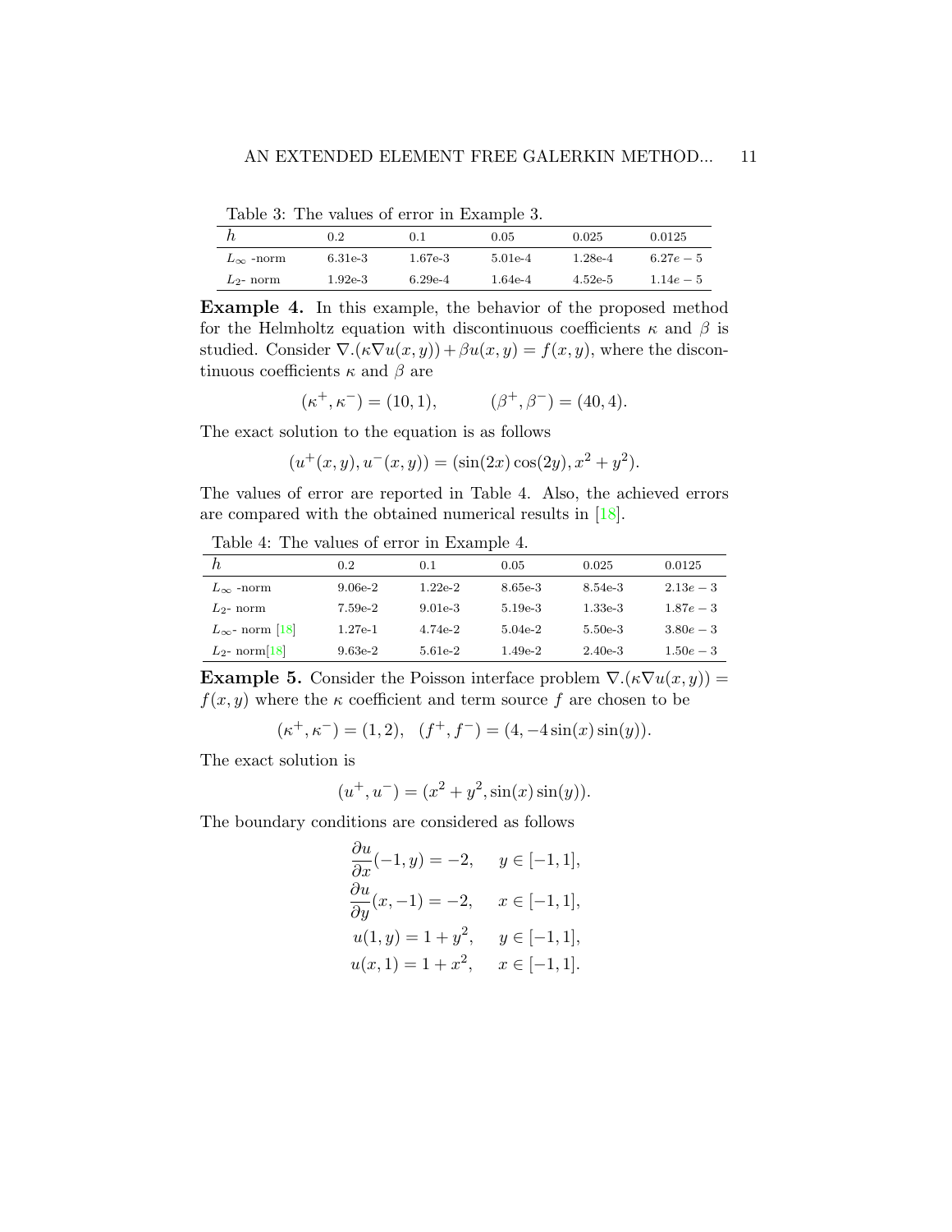Table 3: The values of error in Example 3.

| $h$ | 0.2 | 0.1 | 0.05 | 0.025 | 0.0125 |
|---|---|---|---|---|---|
| $L_\infty$ -norm | 6.31e-3 | 1.67e-3 | 5.01e-4 | 1.28e-4 | $6.27e-5$ |
| $L_2$- norm | 1.92e-3 | 6.29e-4 | 1.64e-4 | 4.52e-5 | $1.14e-5$ |

**Example 4.** In this example, the behavior of the proposed method for the Helmholtz equation with discontinuous coefficients $\kappa$ and $\beta$ is studied. Consider $\nabla.(\kappa\nabla u(x,y)) + \beta u(x,y) = f(x,y)$, where the discontinuous coefficients $\kappa$ and $\beta$ are

$$(\kappa^+, \kappa^-) = (10, 1), \qquad (\beta^+, \beta^-) = (40, 4).$$

The exact solution to the equation is as follows

$$(u^+(x,y), u^-(x,y)) = (\sin(2x)\cos(2y), x^2 + y^2).$$

The values of error are reported in Table 4. Also, the achieved errors are compared with the obtained numerical results in [18].

Table 4: The values of error in Example 4.

| $h$ | 0.2 | 0.1 | 0.05 | 0.025 | 0.0125 |
|---|---|---|---|---|---|
| $L_\infty$ -norm | 9.06e-2 | 1.22e-2 | 8.65e-3 | 8.54e-3 | $2.13e-3$ |
| $L_2$- norm | 7.59e-2 | 9.01e-3 | 5.19e-3 | 1.33e-3 | $1.87e-3$ |
| $L_\infty$- norm [18] | 1.27e-1 | 4.74e-2 | 5.04e-2 | 5.50e-3 | $3.80e-3$ |
| $L_2$- norm[18] | 9.63e-2 | 5.61e-2 | 1.49e-2 | 2.40e-3 | $1.50e-3$ |

**Example 5.** Consider the Poisson interface problem $\nabla.(\kappa\nabla u(x,y)) = f(x,y)$ where the $\kappa$ coefficient and term source $f$ are chosen to be

$$(\kappa^+, \kappa^-) = (1, 2), \quad (f^+, f^-) = (4, -4\sin(x)\sin(y)).$$

The exact solution is

$$(u^+, u^-) = (x^2 + y^2, \sin(x)\sin(y)).$$

The boundary conditions are considered as follows

$$\begin{aligned}
\frac{\partial u}{\partial x}(-1, y) &= -2, \quad && y \in [-1, 1], \\
\frac{\partial u}{\partial y}(x, -1) &= -2, \quad && x \in [-1, 1], \\
u(1, y) &= 1 + y^2, \quad && y \in [-1, 1], \\
u(x, 1) &= 1 + x^2, \quad && x \in [-1, 1].
\end{aligned}$$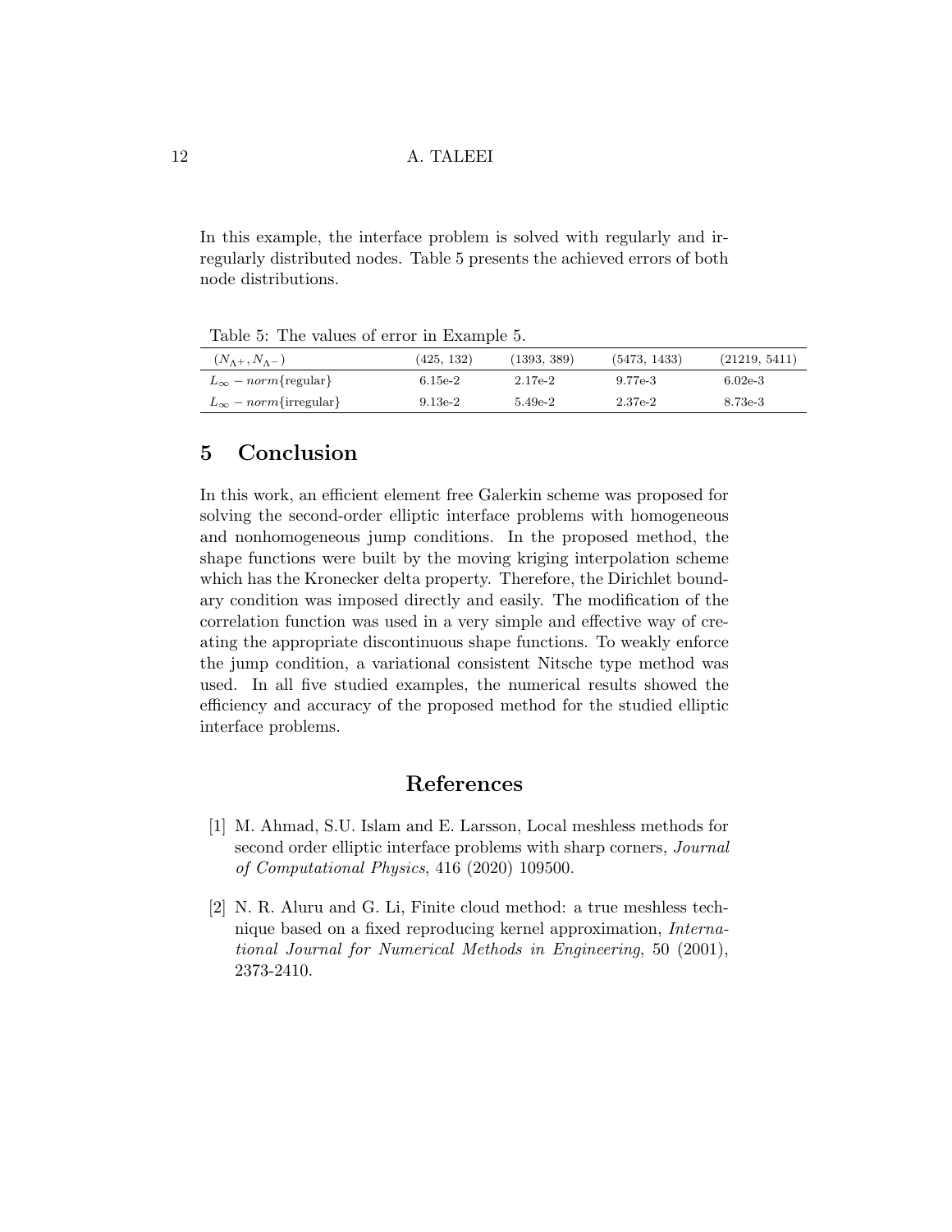In this example, the interface problem is solved with regularly and irregularly distributed nodes. Table 5 presents the achieved errors of both node distributions.

Table 5: The values of error in Example 5.

| $(N_{\Lambda^+}, N_{\Lambda^-})$ | (425, 132) | (1393, 389) | (5473, 1433) | (21219, 5411) |
|---|---|---|---|---|
| $L_\infty - norm$ {regular} | 6.15e-2 | 2.17e-2 | 9.77e-3 | 6.02e-3 |
| $L_\infty - norm$ {irregular} | 9.13e-2 | 5.49e-2 | 2.37e-2 | 8.73e-3 |

## 5 Conclusion

In this work, an efficient element free Galerkin scheme was proposed for solving the second-order elliptic interface problems with homogeneous and nonhomogeneous jump conditions. In the proposed method, the shape functions were built by the moving kriging interpolation scheme which has the Kronecker delta property. Therefore, the Dirichlet boundary condition was imposed directly and easily. The modification of the correlation function was used in a very simple and effective way of creating the appropriate discontinuous shape functions. To weakly enforce the jump condition, a variational consistent Nitsche type method was used. In all five studied examples, the numerical results showed the efficiency and accuracy of the proposed method for the studied elliptic interface problems.

## References

[1] M. Ahmad, S.U. Islam and E. Larsson, Local meshless methods for second order elliptic interface problems with sharp corners, *Journal of Computational Physics*, 416 (2020) 109500.

[2] N. R. Aluru and G. Li, Finite cloud method: a true meshless technique based on a fixed reproducing kernel approximation, *International Journal for Numerical Methods in Engineering*, 50 (2001), 2373-2410.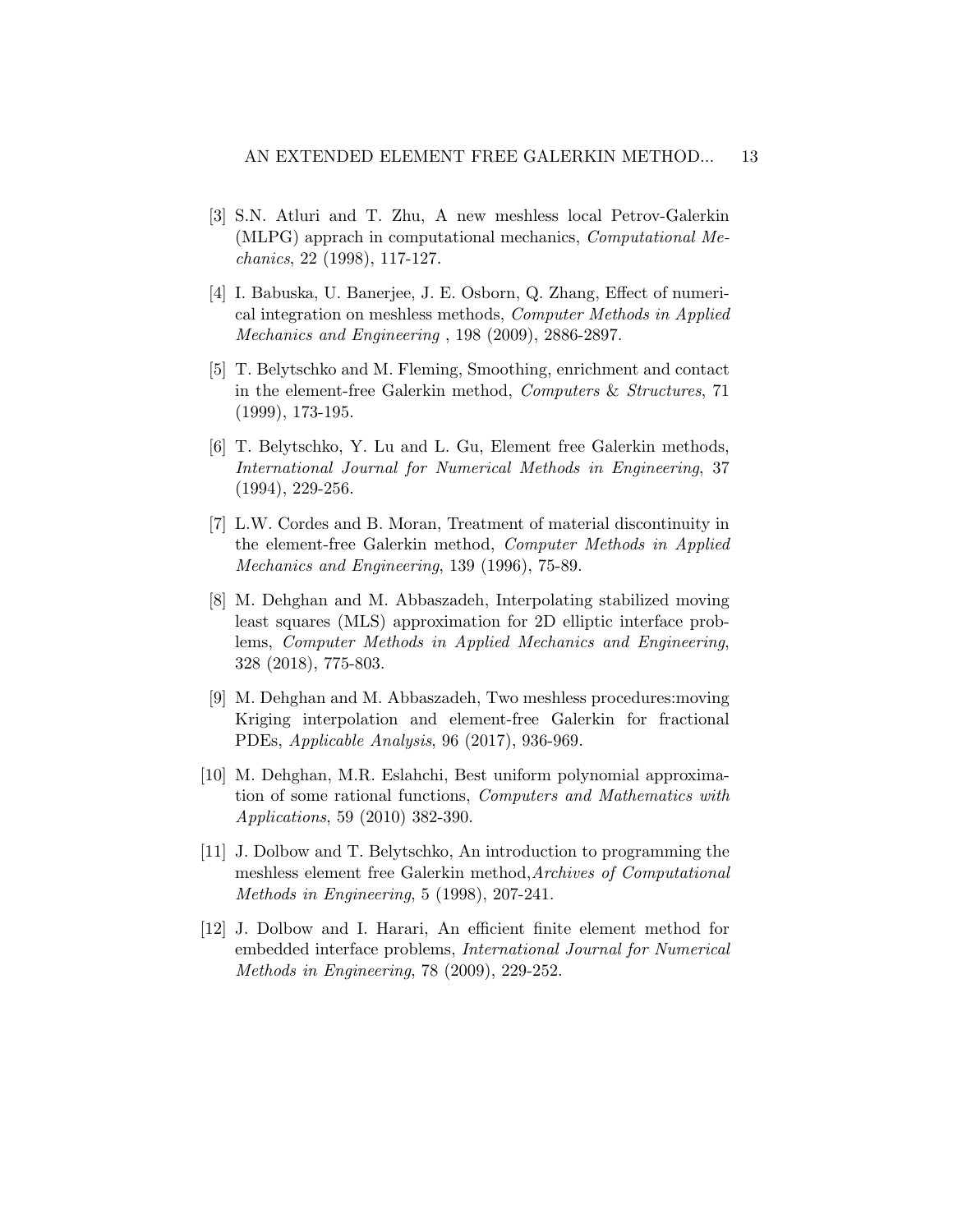[3] S.N. Atluri and T. Zhu, A new meshless local Petrov-Galerkin (MLPG) apprach in computational mechanics, *Computational Mechanics*, 22 (1998), 117-127.

[4] I. Babuska, U. Banerjee, J. E. Osborn, Q. Zhang, Effect of numerical integration on meshless methods, *Computer Methods in Applied Mechanics and Engineering* , 198 (2009), 2886-2897.

[5] T. Belytschko and M. Fleming, Smoothing, enrichment and contact in the element-free Galerkin method, *Computers & Structures*, 71 (1999), 173-195.

[6] T. Belytschko, Y. Lu and L. Gu, Element free Galerkin methods, *International Journal for Numerical Methods in Engineering*, 37 (1994), 229-256.

[7] L.W. Cordes and B. Moran, Treatment of material discontinuity in the element-free Galerkin method, *Computer Methods in Applied Mechanics and Engineering*, 139 (1996), 75-89.

[8] M. Dehghan and M. Abbaszadeh, Interpolating stabilized moving least squares (MLS) approximation for 2D elliptic interface problems, *Computer Methods in Applied Mechanics and Engineering*, 328 (2018), 775-803.

[9] M. Dehghan and M. Abbaszadeh, Two meshless procedures:moving Kriging interpolation and element-free Galerkin for fractional PDEs, *Applicable Analysis*, 96 (2017), 936-969.

[10] M. Dehghan, M.R. Eslahchi, Best uniform polynomial approximation of some rational functions, *Computers and Mathematics with Applications*, 59 (2010) 382-390.

[11] J. Dolbow and T. Belytschko, An introduction to programming the meshless element free Galerkin method,*Archives of Computational Methods in Engineering*, 5 (1998), 207-241.

[12] J. Dolbow and I. Harari, An efficient finite element method for embedded interface problems, *International Journal for Numerical Methods in Engineering*, 78 (2009), 229-252.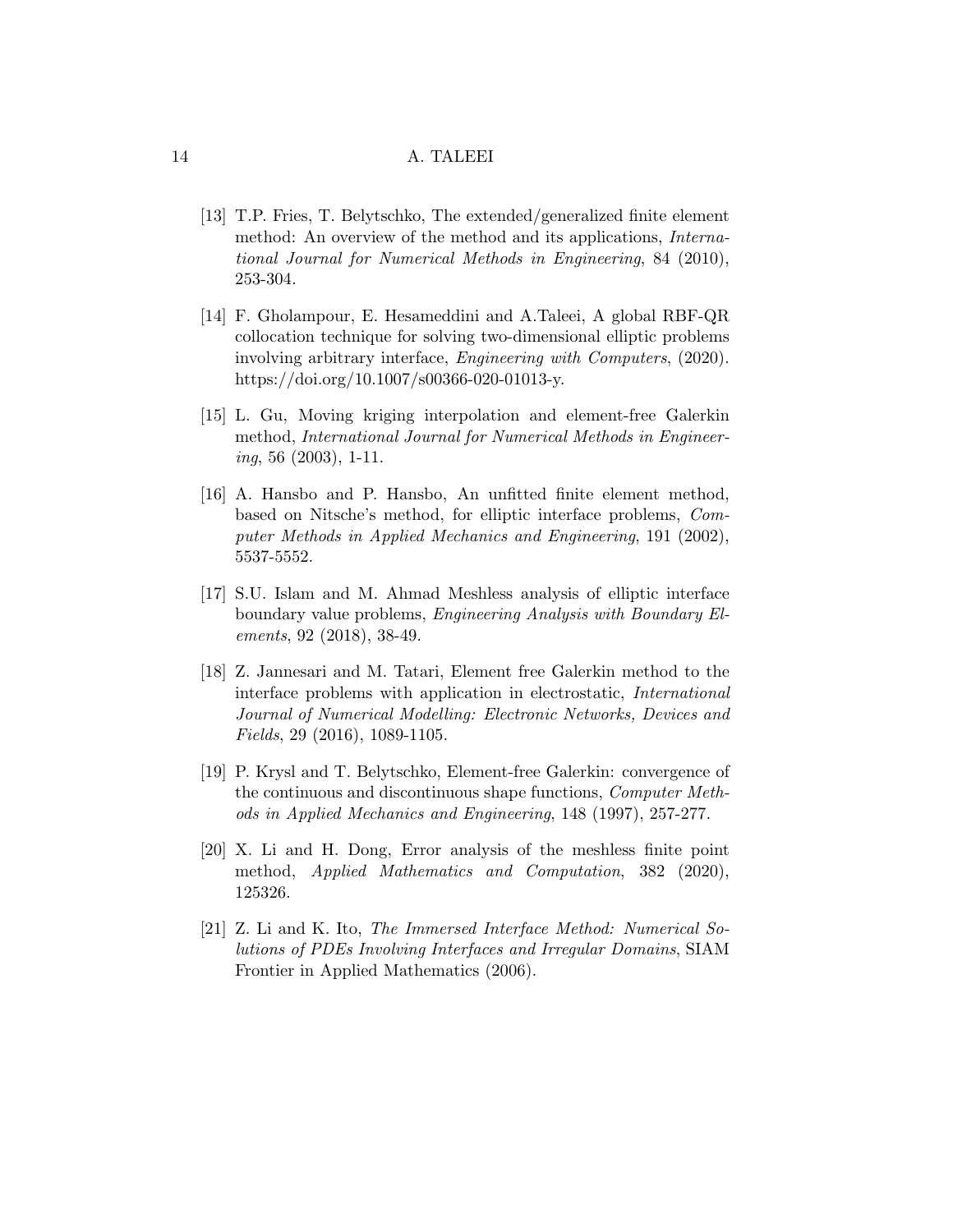[13] T.P. Fries, T. Belytschko, The extended/generalized finite element method: An overview of the method and its applications, *International Journal for Numerical Methods in Engineering*, 84 (2010), 253-304.

[14] F. Gholampour, E. Hesameddini and A.Taleei, A global RBF-QR collocation technique for solving two-dimensional elliptic problems involving arbitrary interface, *Engineering with Computers*, (2020). https://doi.org/10.1007/s00366-020-01013-y.

[15] L. Gu, Moving kriging interpolation and element-free Galerkin method, *International Journal for Numerical Methods in Engineering*, 56 (2003), 1-11.

[16] A. Hansbo and P. Hansbo, An unfitted finite element method, based on Nitsche's method, for elliptic interface problems, *Computer Methods in Applied Mechanics and Engineering*, 191 (2002), 5537-5552.

[17] S.U. Islam and M. Ahmad Meshless analysis of elliptic interface boundary value problems, *Engineering Analysis with Boundary Elements*, 92 (2018), 38-49.

[18] Z. Jannesari and M. Tatari, Element free Galerkin method to the interface problems with application in electrostatic, *International Journal of Numerical Modelling: Electronic Networks, Devices and Fields*, 29 (2016), 1089-1105.

[19] P. Krysl and T. Belytschko, Element-free Galerkin: convergence of the continuous and discontinuous shape functions, *Computer Methods in Applied Mechanics and Engineering*, 148 (1997), 257-277.

[20] X. Li and H. Dong, Error analysis of the meshless finite point method, *Applied Mathematics and Computation*, 382 (2020), 125326.

[21] Z. Li and K. Ito, *The Immersed Interface Method: Numerical Solutions of PDEs Involving Interfaces and Irregular Domains*, SIAM Frontier in Applied Mathematics (2006).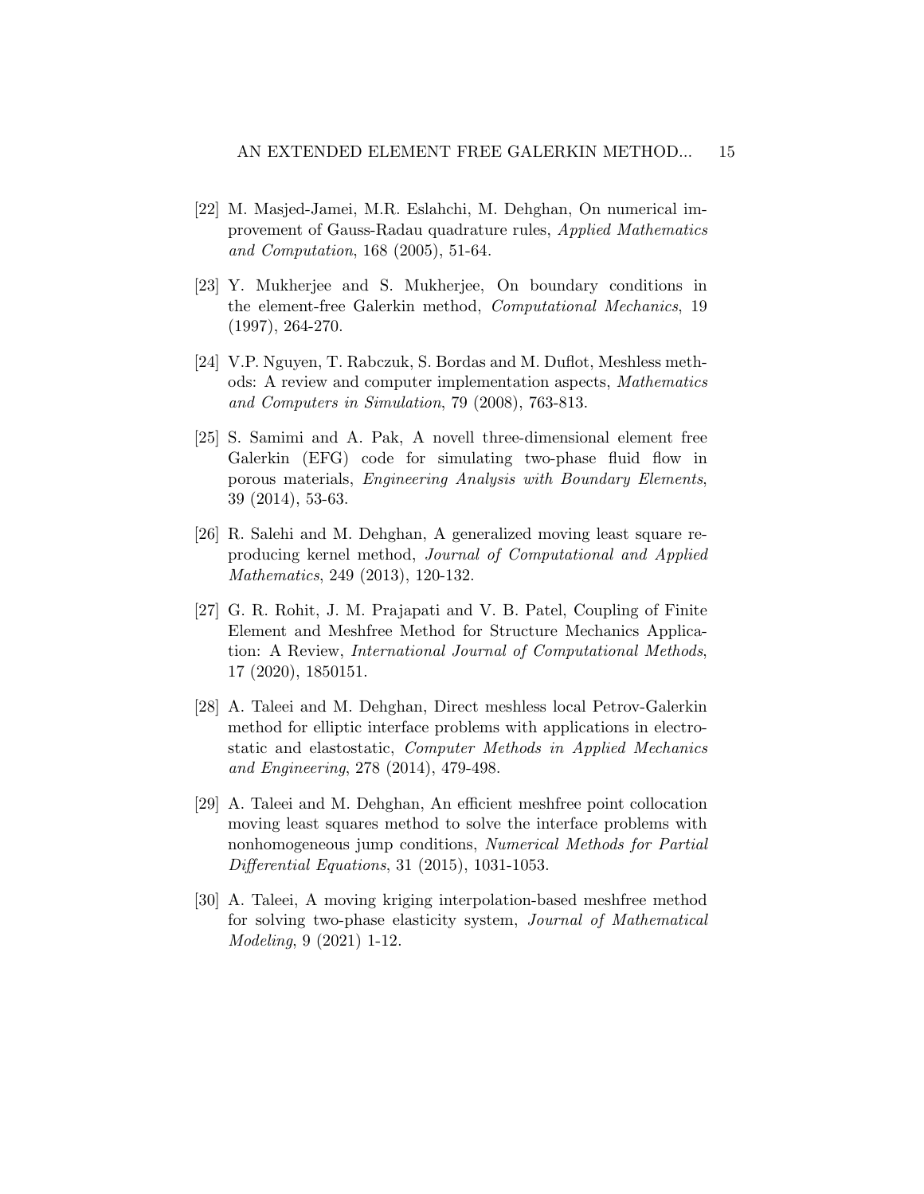[22] M. Masjed-Jamei, M.R. Eslahchi, M. Dehghan, On numerical improvement of Gauss-Radau quadrature rules, *Applied Mathematics and Computation*, 168 (2005), 51-64.

[23] Y. Mukherjee and S. Mukherjee, On boundary conditions in the element-free Galerkin method, *Computational Mechanics*, 19 (1997), 264-270.

[24] V.P. Nguyen, T. Rabczuk, S. Bordas and M. Duflot, Meshless methods: A review and computer implementation aspects, *Mathematics and Computers in Simulation*, 79 (2008), 763-813.

[25] S. Samimi and A. Pak, A novell three-dimensional element free Galerkin (EFG) code for simulating two-phase fluid flow in porous materials, *Engineering Analysis with Boundary Elements*, 39 (2014), 53-63.

[26] R. Salehi and M. Dehghan, A generalized moving least square reproducing kernel method, *Journal of Computational and Applied Mathematics*, 249 (2013), 120-132.

[27] G. R. Rohit, J. M. Prajapati and V. B. Patel, Coupling of Finite Element and Meshfree Method for Structure Mechanics Application: A Review, *International Journal of Computational Methods*, 17 (2020), 1850151.

[28] A. Taleei and M. Dehghan, Direct meshless local Petrov-Galerkin method for elliptic interface problems with applications in electrostatic and elastostatic, *Computer Methods in Applied Mechanics and Engineering*, 278 (2014), 479-498.

[29] A. Taleei and M. Dehghan, An efficient meshfree point collocation moving least squares method to solve the interface problems with nonhomogeneous jump conditions, *Numerical Methods for Partial Differential Equations*, 31 (2015), 1031-1053.

[30] A. Taleei, A moving kriging interpolation-based meshfree method for solving two-phase elasticity system, *Journal of Mathematical Modeling*, 9 (2021) 1-12.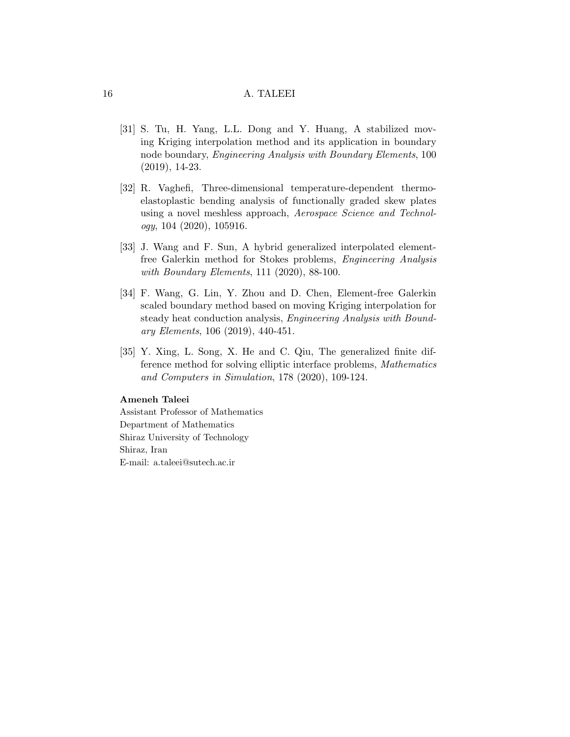[31] S. Tu, H. Yang, L.L. Dong and Y. Huang, A stabilized moving Kriging interpolation method and its application in boundary node boundary, *Engineering Analysis with Boundary Elements*, 100 (2019), 14-23.

[32] R. Vaghefi, Three-dimensional temperature-dependent thermo-elastoplastic bending analysis of functionally graded skew plates using a novel meshless approach, *Aerospace Science and Technology*, 104 (2020), 105916.

[33] J. Wang and F. Sun, A hybrid generalized interpolated element-free Galerkin method for Stokes problems, *Engineering Analysis with Boundary Elements*, 111 (2020), 88-100.

[34] F. Wang, G. Lin, Y. Zhou and D. Chen, Element-free Galerkin scaled boundary method based on moving Kriging interpolation for steady heat conduction analysis, *Engineering Analysis with Boundary Elements*, 106 (2019), 440-451.

[35] Y. Xing, L. Song, X. He and C. Qiu, The generalized finite difference method for solving elliptic interface problems, *Mathematics and Computers in Simulation*, 178 (2020), 109-124.

**Ameneh Taleei**
Assistant Professor of Mathematics
Department of Mathematics
Shiraz University of Technology
Shiraz, Iran
E-mail: a.taleei@sutech.ac.ir